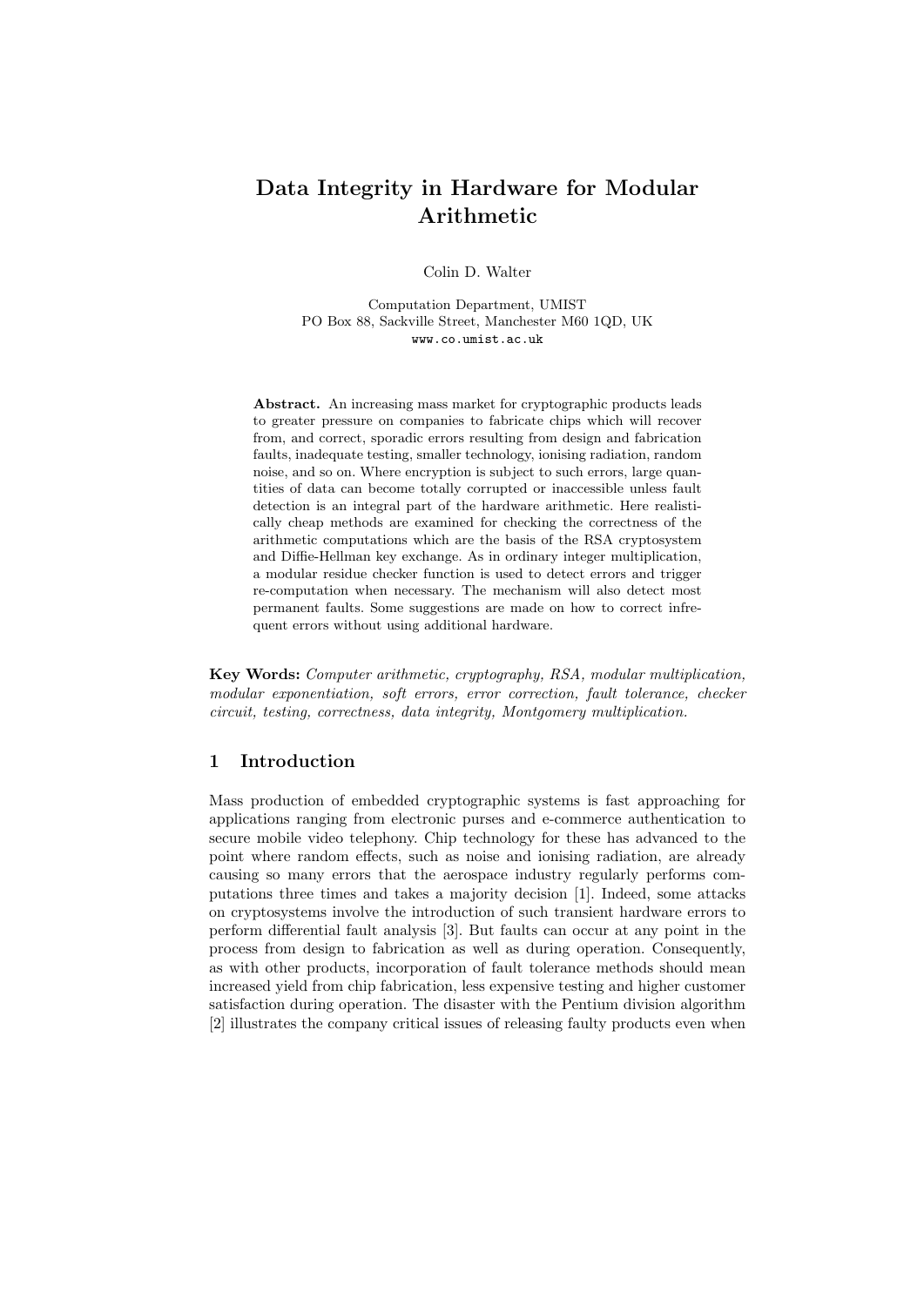# Data Integrity in Hardware for Modular Arithmetic

Colin D. Walter

Computation Department, UMIST
PO Box 88, Sackville Street, Manchester M60 1QD, UK
www.co.umist.ac.uk

**Abstract.** An increasing mass market for cryptographic products leads to greater pressure on companies to fabricate chips which will recover from, and correct, sporadic errors resulting from design and fabrication faults, inadequate testing, smaller technology, ionising radiation, random noise, and so on. Where encryption is subject to such errors, large quantities of data can become totally corrupted or inaccessible unless fault detection is an integral part of the hardware arithmetic. Here realistically cheap methods are examined for checking the correctness of the arithmetic computations which are the basis of the RSA cryptosystem and Diffie-Hellman key exchange. As in ordinary integer multiplication, a modular residue checker function is used to detect errors and trigger re-computation when necessary. The mechanism will also detect most permanent faults. Some suggestions are made on how to correct infrequent errors without using additional hardware.

**Key Words:** *Computer arithmetic, cryptography, RSA, modular multiplication, modular exponentiation, soft errors, error correction, fault tolerance, checker circuit, testing, correctness, data integrity, Montgomery multiplication.*

## 1 Introduction

Mass production of embedded cryptographic systems is fast approaching for applications ranging from electronic purses and e-commerce authentication to secure mobile video telephony. Chip technology for these has advanced to the point where random effects, such as noise and ionising radiation, are already causing so many errors that the aerospace industry regularly performs computations three times and takes a majority decision [1]. Indeed, some attacks on cryptosystems involve the introduction of such transient hardware errors to perform differential fault analysis [3]. But faults can occur at any point in the process from design to fabrication as well as during operation. Consequently, as with other products, incorporation of fault tolerance methods should mean increased yield from chip fabrication, less expensive testing and higher customer satisfaction during operation. The disaster with the Pentium division algorithm [2] illustrates the company critical issues of releasing faulty products even when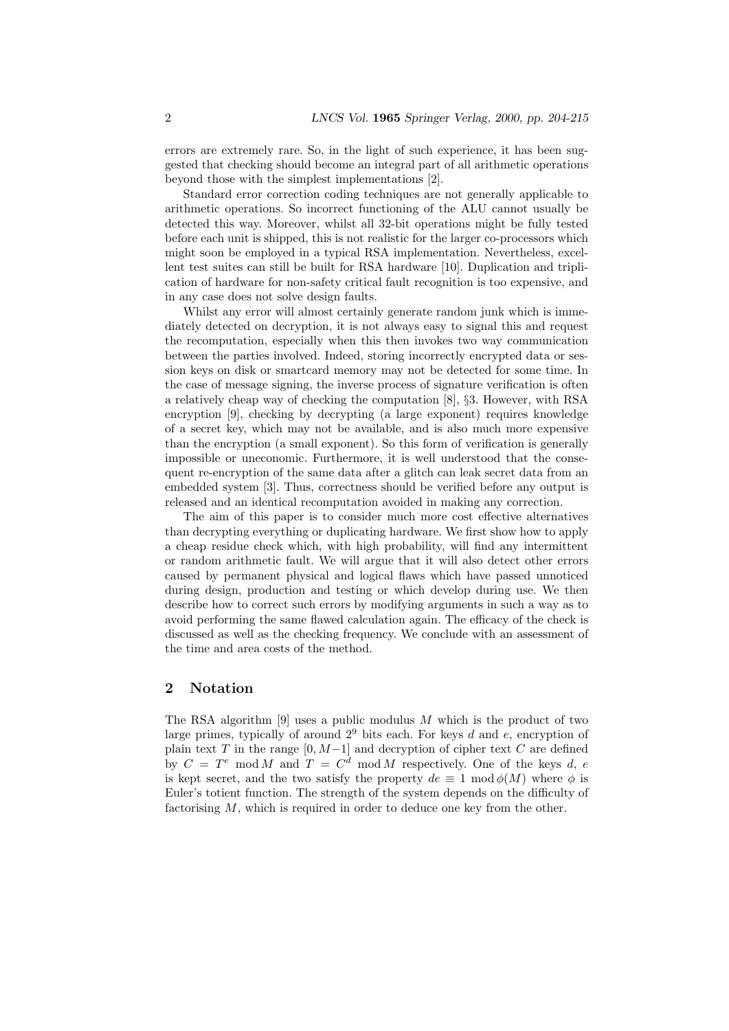errors are extremely rare. So, in the light of such experience, it has been suggested that checking should become an integral part of all arithmetic operations beyond those with the simplest implementations [2].

Standard error correction coding techniques are not generally applicable to arithmetic operations. So incorrect functioning of the ALU cannot usually be detected this way. Moreover, whilst all 32-bit operations might be fully tested before each unit is shipped, this is not realistic for the larger co-processors which might soon be employed in a typical RSA implementation. Nevertheless, excellent test suites can still be built for RSA hardware [10]. Duplication and triplication of hardware for non-safety critical fault recognition is too expensive, and in any case does not solve design faults.

Whilst any error will almost certainly generate random junk which is immediately detected on decryption, it is not always easy to signal this and request the recomputation, especially when this then invokes two way communication between the parties involved. Indeed, storing incorrectly encrypted data or session keys on disk or smartcard memory may not be detected for some time. In the case of message signing, the inverse process of signature verification is often a relatively cheap way of checking the computation [8], §3. However, with RSA encryption [9], checking by decrypting (a large exponent) requires knowledge of a secret key, which may not be available, and is also much more expensive than the encryption (a small exponent). So this form of verification is generally impossible or uneconomic. Furthermore, it is well understood that the consequent re-encryption of the same data after a glitch can leak secret data from an embedded system [3]. Thus, correctness should be verified before any output is released and an identical recomputation avoided in making any correction.

The aim of this paper is to consider much more cost effective alternatives than decrypting everything or duplicating hardware. We first show how to apply a cheap residue check which, with high probability, will find any intermittent or random arithmetic fault. We will argue that it will also detect other errors caused by permanent physical and logical flaws which have passed unnoticed during design, production and testing or which develop during use. We then describe how to correct such errors by modifying arguments in such a way as to avoid performing the same flawed calculation again. The efficacy of the check is discussed as well as the checking frequency. We conclude with an assessment of the time and area costs of the method.

## 2 Notation

The RSA algorithm [9] uses a public modulus $M$ which is the product of two large primes, typically of around $2^9$ bits each. For keys $d$ and $e$, encryption of plain text $T$ in the range $[0, M-1]$ and decryption of cipher text $C$ are defined by $C = T^e \bmod M$ and $T = C^d \bmod M$ respectively. One of the keys $d$, $e$ is kept secret, and the two satisfy the property $de \equiv 1 \bmod \phi(M)$ where $\phi$ is Euler's totient function. The strength of the system depends on the difficulty of factorising $M$, which is required in order to deduce one key from the other.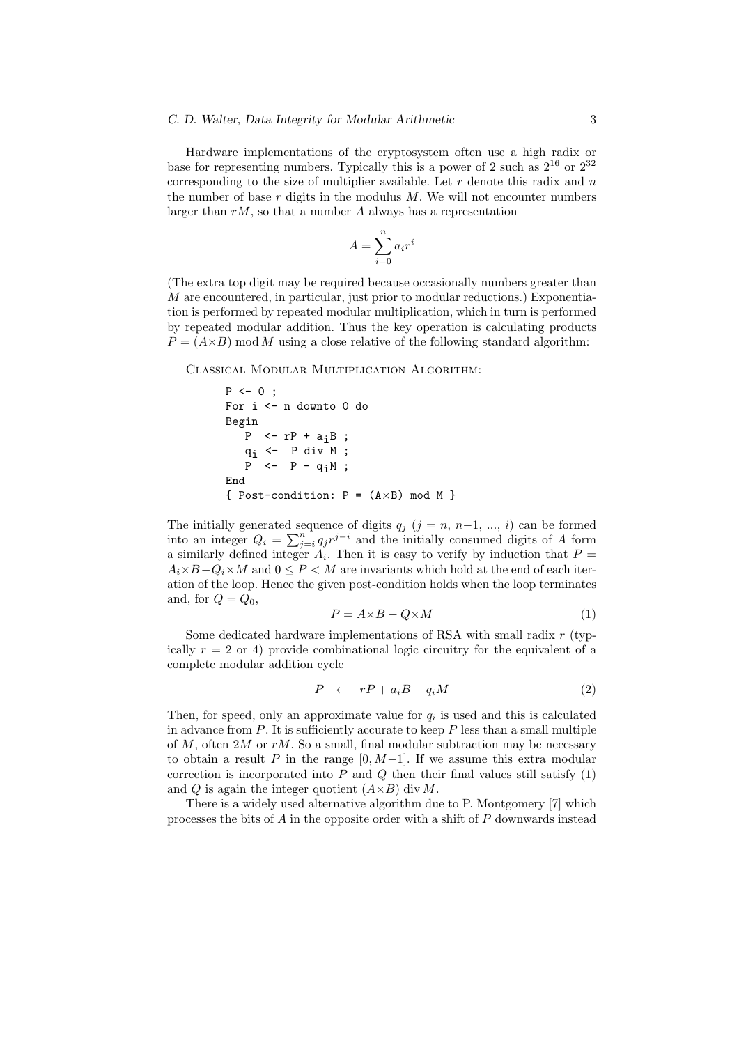Hardware implementations of the cryptosystem often use a high radix or base for representing numbers. Typically this is a power of 2 such as $2^{16}$ or $2^{32}$ corresponding to the size of multiplier available. Let $r$ denote this radix and $n$ the number of base $r$ digits in the modulus $M$. We will not encounter numbers larger than $rM$, so that a number $A$ always has a representation

$$A = \sum_{i=0}^{n} a_i r^i$$

(The extra top digit may be required because occasionally numbers greater than $M$ are encountered, in particular, just prior to modular reductions.) Exponentiation is performed by repeated modular multiplication, which in turn is performed by repeated modular addition. Thus the key operation is calculating products $P = (A \times B) \bmod M$ using a close relative of the following standard algorithm:

Classical Modular Multiplication Algorithm:

```
P <- 0 ;
For i <- n downto 0 do
Begin
   P  <- rP + a_i B ;
   q_i <-  P div M ;
   P  <-  P - q_i M ;
End
{ Post-condition: P = (A×B) mod M }
```

The initially generated sequence of digits $q_j$ ($j = n$, $n{-}1$, ..., $i$) can be formed into an integer $Q_i = \sum_{j=i}^{n} q_j r^{j-i}$ and the initially consumed digits of $A$ form a similarly defined integer $A_i$. Then it is easy to verify by induction that $P = A_i \times B - Q_i \times M$ and $0 \le P < M$ are invariants which hold at the end of each iteration of the loop. Hence the given post-condition holds when the loop terminates and, for $Q = Q_0$,

$$P = A \times B - Q \times M \tag{1}$$

Some dedicated hardware implementations of RSA with small radix $r$ (typically $r = 2$ or 4) provide combinational logic circuitry for the equivalent of a complete modular addition cycle

$$P \quad \leftarrow \quad rP + a_i B - q_i M \tag{2}$$

Then, for speed, only an approximate value for $q_i$ is used and this is calculated in advance from $P$. It is sufficiently accurate to keep $P$ less than a small multiple of $M$, often $2M$ or $rM$. So a small, final modular subtraction may be necessary to obtain a result $P$ in the range $[0, M{-}1]$. If we assume this extra modular correction is incorporated into $P$ and $Q$ then their final values still satisfy (1) and $Q$ is again the integer quotient $(A \times B) \operatorname{div} M$.

There is a widely used alternative algorithm due to P. Montgomery [7] which processes the bits of $A$ in the opposite order with a shift of $P$ downwards instead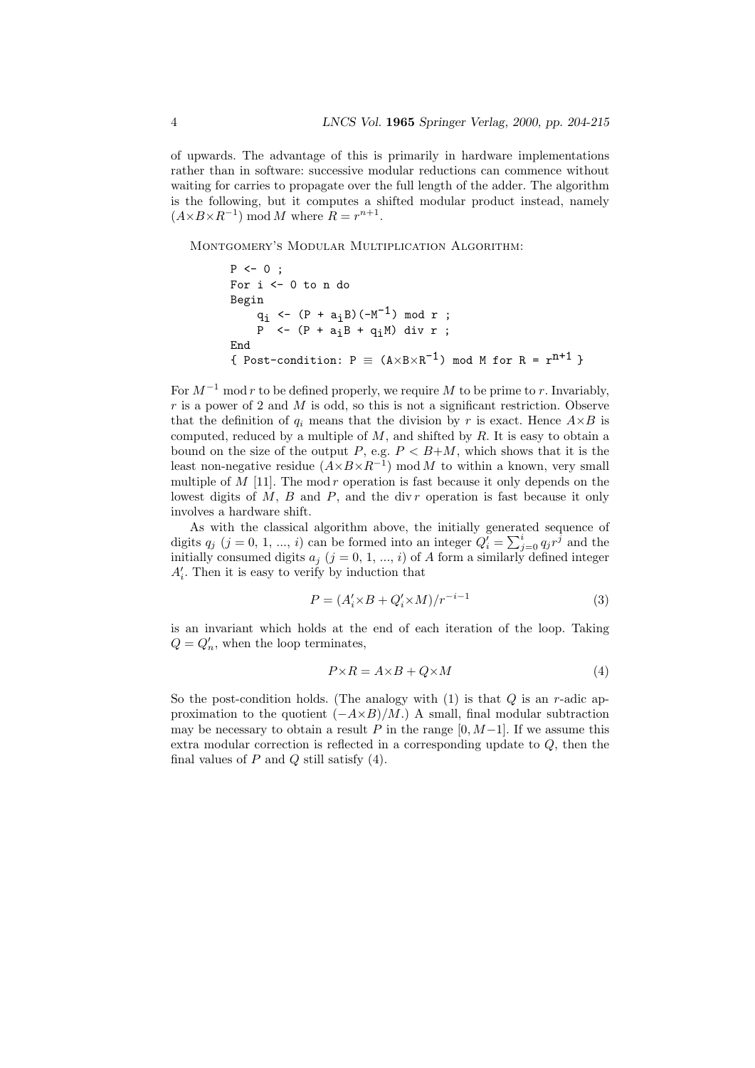of upwards. The advantage of this is primarily in hardware implementations rather than in software: successive modular reductions can commence without waiting for carries to propagate over the full length of the adder. The algorithm is the following, but it computes a shifted modular product instead, namely $(A{\times}B{\times}R^{-1}) \bmod M$ where $R = r^{n+1}$.

Montgomery's Modular Multiplication Algorithm:

```
P <- 0 ;
For i <- 0 to n do
Begin
    q_i <- (P + a_i B)(-M^-1) mod r ;
    P  <- (P + a_i B + q_i M) div r ;
End
{ Post-condition: P ≡ (A×B×R^-1) mod M for R = r^(n+1) }
```

For $M^{-1} \bmod r$ to be defined properly, we require $M$ to be prime to $r$. Invariably, $r$ is a power of 2 and $M$ is odd, so this is not a significant restriction. Observe that the definition of $q_i$ means that the division by $r$ is exact. Hence $A{\times}B$ is computed, reduced by a multiple of $M$, and shifted by $R$. It is easy to obtain a bound on the size of the output $P$, e.g. $P < B{+}M$, which shows that it is the least non-negative residue $(A{\times}B{\times}R^{-1}) \bmod M$ to within a known, very small multiple of $M$ [11]. The $\bmod\, r$ operation is fast because it only depends on the lowest digits of $M$, $B$ and $P$, and the $\operatorname{div} r$ operation is fast because it only involves a hardware shift.

As with the classical algorithm above, the initially generated sequence of digits $q_j$ ($j = 0, 1, ..., i$) can be formed into an integer $Q'_i = \sum_{j=0}^{i} q_j r^j$ and the initially consumed digits $a_j$ ($j = 0, 1, ..., i$) of $A$ form a similarly defined integer $A'_i$. Then it is easy to verify by induction that

$$P = (A'_i{\times}B + Q'_i{\times}M)/r^{-i-1} \tag{3}$$

is an invariant which holds at the end of each iteration of the loop. Taking $Q = Q'_n$, when the loop terminates,

$$P{\times}R = A{\times}B + Q{\times}M \tag{4}$$

So the post-condition holds. (The analogy with (1) is that $Q$ is an $r$-adic approximation to the quotient $(-A{\times}B)/M$.) A small, final modular subtraction may be necessary to obtain a result $P$ in the range $[0, M{-}1]$. If we assume this extra modular correction is reflected in a corresponding update to $Q$, then the final values of $P$ and $Q$ still satisfy (4).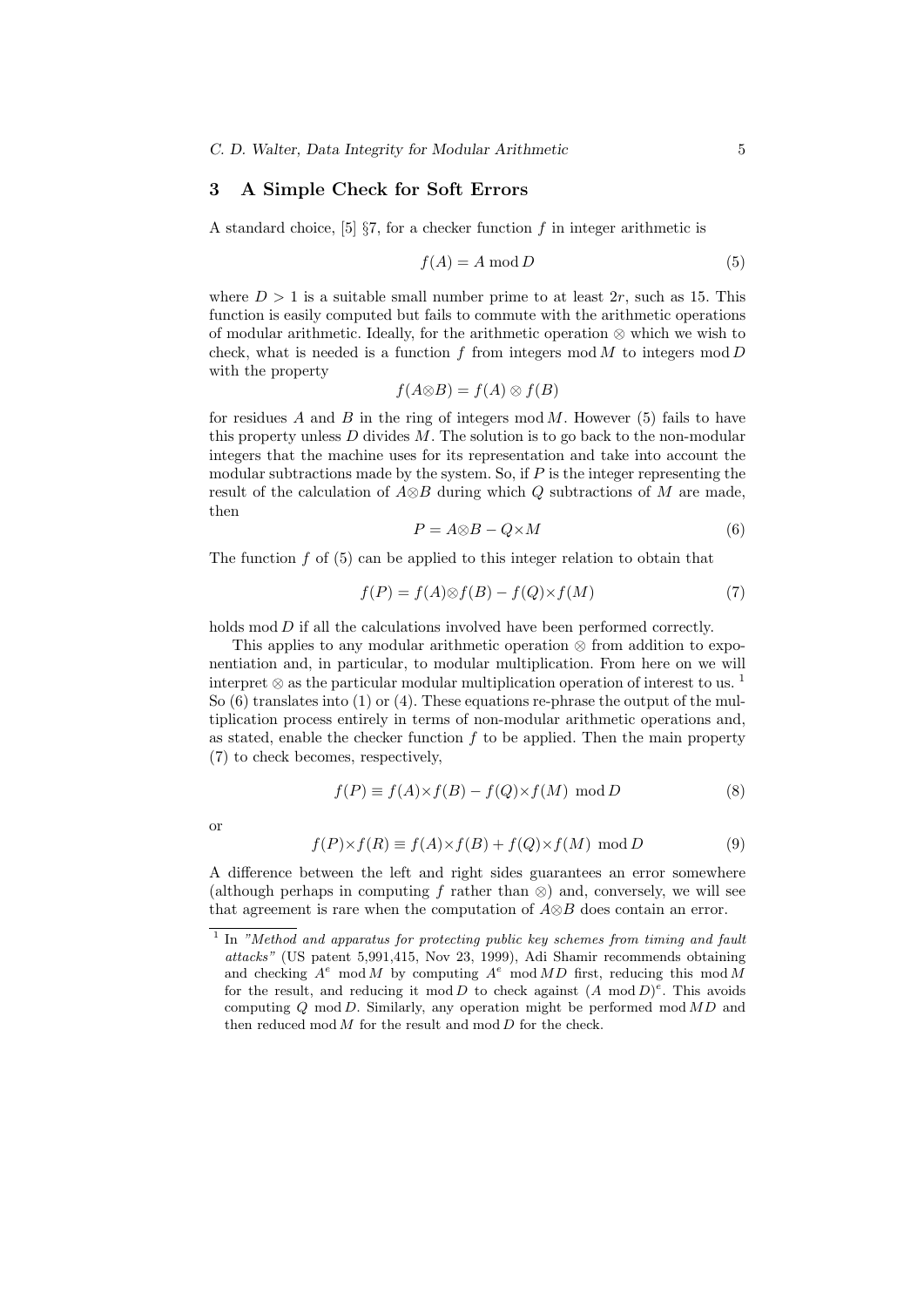## 3 A Simple Check for Soft Errors

A standard choice, [5] §7, for a checker function $f$ in integer arithmetic is

$$f(A) = A \bmod D \tag{5}$$

where $D > 1$ is a suitable small number prime to at least $2r$, such as 15. This function is easily computed but fails to commute with the arithmetic operations of modular arithmetic. Ideally, for the arithmetic operation $\otimes$ which we wish to check, what is needed is a function $f$ from integers mod $M$ to integers mod $D$ with the property

$$f(A{\otimes}B) = f(A) \otimes f(B)$$

for residues $A$ and $B$ in the ring of integers mod $M$. However (5) fails to have this property unless $D$ divides $M$. The solution is to go back to the non-modular integers that the machine uses for its representation and take into account the modular subtractions made by the system. So, if $P$ is the integer representing the result of the calculation of $A{\otimes}B$ during which $Q$ subtractions of $M$ are made, then

$$P = A{\otimes}B - Q{\times}M \tag{6}$$

The function $f$ of (5) can be applied to this integer relation to obtain that

$$f(P) = f(A){\otimes}f(B) - f(Q){\times}f(M) \tag{7}$$

holds mod $D$ if all the calculations involved have been performed correctly.

This applies to any modular arithmetic operation $\otimes$ from addition to exponentiation and, in particular, to modular multiplication. From here on we will interpret $\otimes$ as the particular modular multiplication operation of interest to us. [1] So (6) translates into (1) or (4). These equations re-phrase the output of the multiplication process entirely in terms of non-modular arithmetic operations and, as stated, enable the checker function $f$ to be applied. Then the main property (7) to check becomes, respectively,

$$f(P) \equiv f(A){\times}f(B) - f(Q){\times}f(M) \bmod D \tag{8}$$

or

$$f(P){\times}f(R) \equiv f(A){\times}f(B) + f(Q){\times}f(M) \bmod D \tag{9}$$

A difference between the left and right sides guarantees an error somewhere (although perhaps in computing $f$ rather than $\otimes$) and, conversely, we will see that agreement is rare when the computation of $A{\otimes}B$ does contain an error.

[1] In *"Method and apparatus for protecting public key schemes from timing and fault attacks"* (US patent 5,991,415, Nov 23, 1999), Adi Shamir recommends obtaining and checking $A^e \bmod M$ by computing $A^e \bmod MD$ first, reducing this mod $M$ for the result, and reducing it mod $D$ to check against $(A \bmod D)^e$. This avoids computing $Q \bmod D$. Similarly, any operation might be performed mod $MD$ and then reduced mod $M$ for the result and mod $D$ for the check.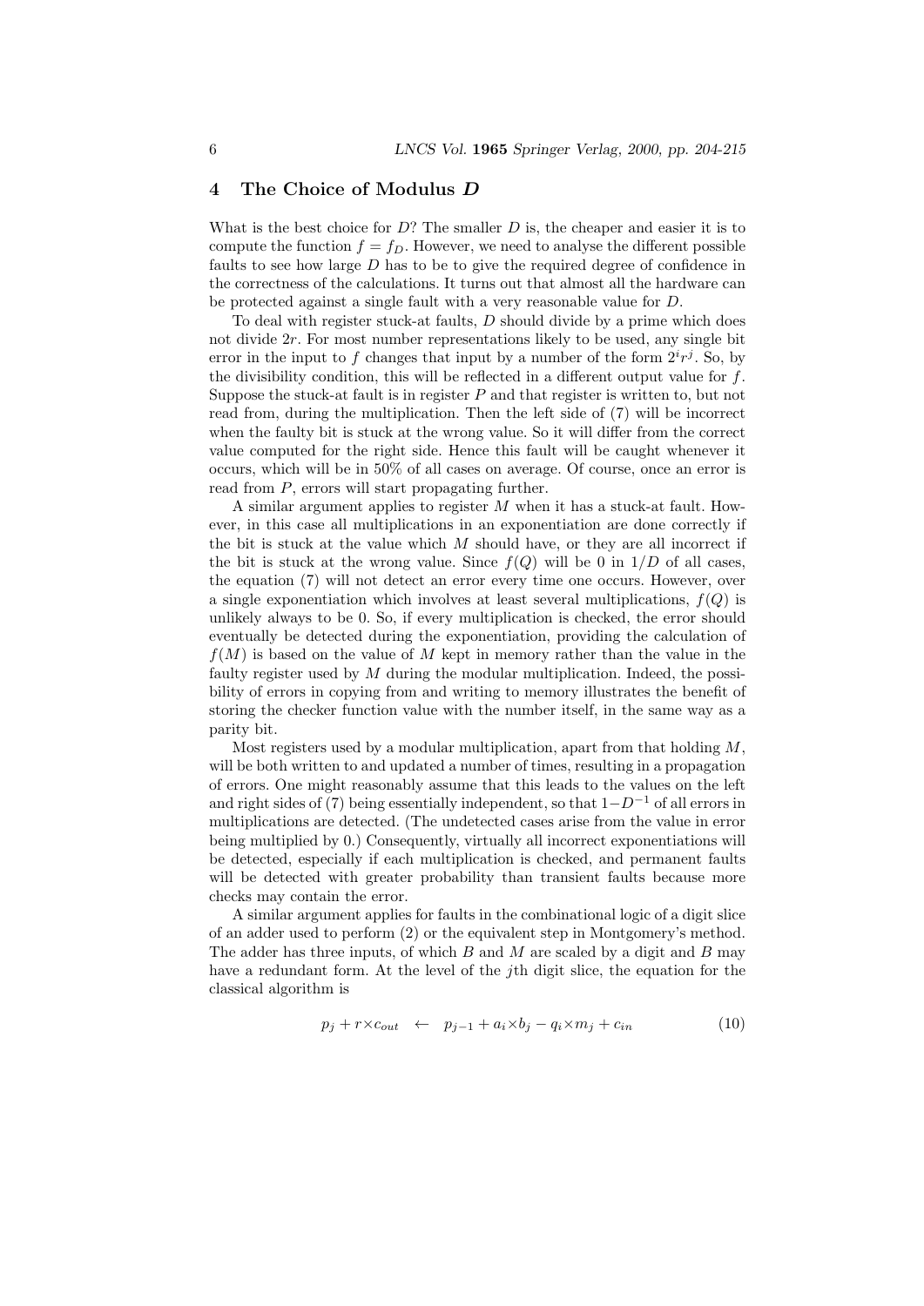## 4 The Choice of Modulus $D$

What is the best choice for $D$? The smaller $D$ is, the cheaper and easier it is to compute the function $f = f_D$. However, we need to analyse the different possible faults to see how large $D$ has to be to give the required degree of confidence in the correctness of the calculations. It turns out that almost all the hardware can be protected against a single fault with a very reasonable value for $D$.

To deal with register stuck-at faults, $D$ should divide by a prime which does not divide $2r$. For most number representations likely to be used, any single bit error in the input to $f$ changes that input by a number of the form $2^i r^j$. So, by the divisibility condition, this will be reflected in a different output value for $f$. Suppose the stuck-at fault is in register $P$ and that register is written to, but not read from, during the multiplication. Then the left side of (7) will be incorrect when the faulty bit is stuck at the wrong value. So it will differ from the correct value computed for the right side. Hence this fault will be caught whenever it occurs, which will be in 50% of all cases on average. Of course, once an error is read from $P$, errors will start propagating further.

A similar argument applies to register $M$ when it has a stuck-at fault. However, in this case all multiplications in an exponentiation are done correctly if the bit is stuck at the value which $M$ should have, or they are all incorrect if the bit is stuck at the wrong value. Since $f(Q)$ will be 0 in $1/D$ of all cases, the equation (7) will not detect an error every time one occurs. However, over a single exponentiation which involves at least several multiplications, $f(Q)$ is unlikely always to be 0. So, if every multiplication is checked, the error should eventually be detected during the exponentiation, providing the calculation of $f(M)$ is based on the value of $M$ kept in memory rather than the value in the faulty register used by $M$ during the modular multiplication. Indeed, the possibility of errors in copying from and writing to memory illustrates the benefit of storing the checker function value with the number itself, in the same way as a parity bit.

Most registers used by a modular multiplication, apart from that holding $M$, will be both written to and updated a number of times, resulting in a propagation of errors. One might reasonably assume that this leads to the values on the left and right sides of (7) being essentially independent, so that $1-D^{-1}$ of all errors in multiplications are detected. (The undetected cases arise from the value in error being multiplied by 0.) Consequently, virtually all incorrect exponentiations will be detected, especially if each multiplication is checked, and permanent faults will be detected with greater probability than transient faults because more checks may contain the error.

A similar argument applies for faults in the combinational logic of a digit slice of an adder used to perform (2) or the equivalent step in Montgomery's method. The adder has three inputs, of which $B$ and $M$ are scaled by a digit and $B$ may have a redundant form. At the level of the $j$th digit slice, the equation for the classical algorithm is

$$p_j + r \times c_{out} \quad \leftarrow \quad p_{j-1} + a_i \times b_j - q_i \times m_j + c_{in} \tag{10}$$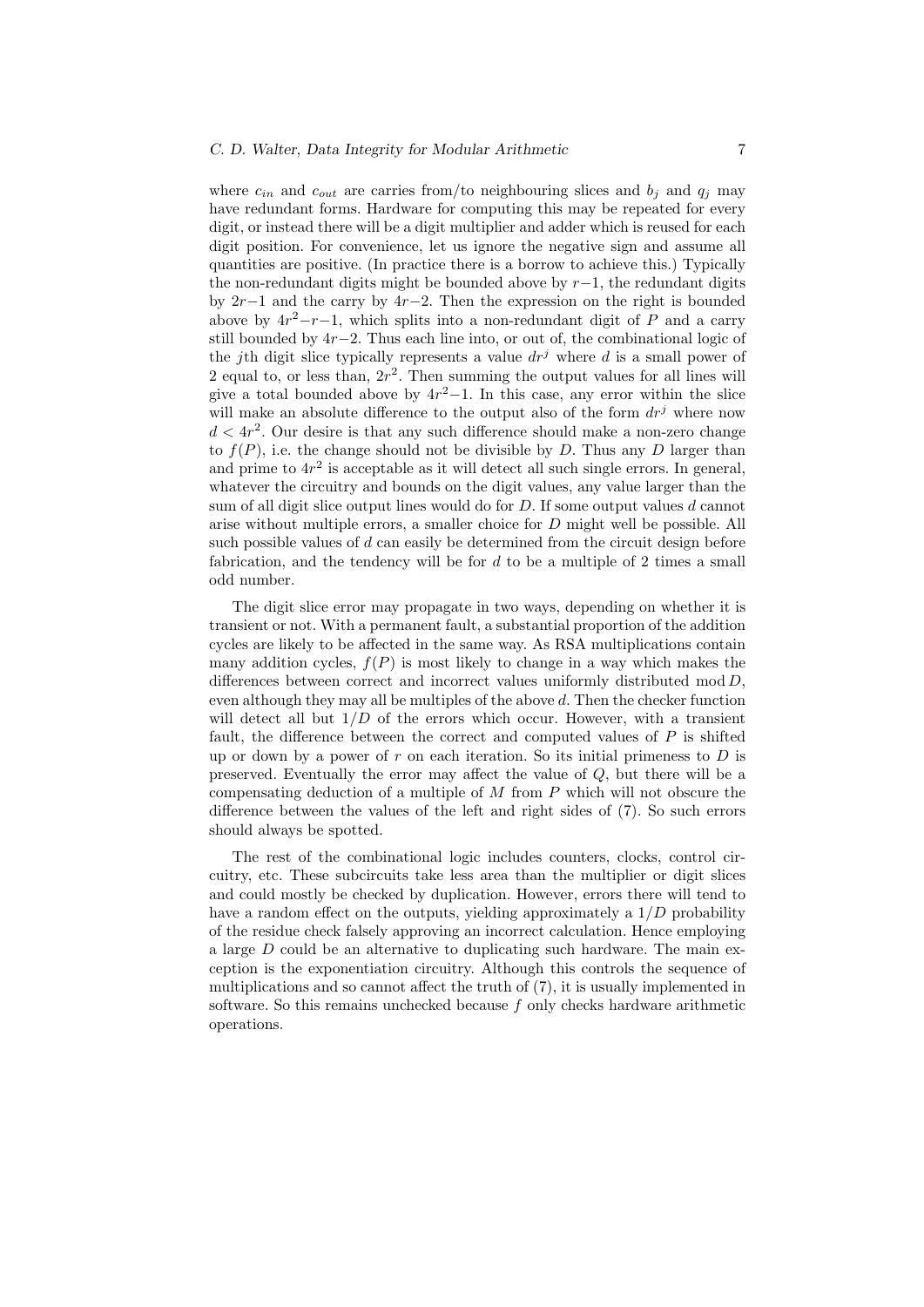where $c_{in}$ and $c_{out}$ are carries from/to neighbouring slices and $b_j$ and $q_j$ may have redundant forms. Hardware for computing this may be repeated for every digit, or instead there will be a digit multiplier and adder which is reused for each digit position. For convenience, let us ignore the negative sign and assume all quantities are positive. (In practice there is a borrow to achieve this.) Typically the non-redundant digits might be bounded above by $r-1$, the redundant digits by $2r-1$ and the carry by $4r-2$. Then the expression on the right is bounded above by $4r^2-r-1$, which splits into a non-redundant digit of $P$ and a carry still bounded by $4r-2$. Thus each line into, or out of, the combinational logic of the $j$th digit slice typically represents a value $dr^j$ where $d$ is a small power of 2 equal to, or less than, $2r^2$. Then summing the output values for all lines will give a total bounded above by $4r^2-1$. In this case, any error within the slice will make an absolute difference to the output also of the form $dr^j$ where now $d < 4r^2$. Our desire is that any such difference should make a non-zero change to $f(P)$, i.e. the change should not be divisible by $D$. Thus any $D$ larger than and prime to $4r^2$ is acceptable as it will detect all such single errors. In general, whatever the circuitry and bounds on the digit values, any value larger than the sum of all digit slice output lines would do for $D$. If some output values $d$ cannot arise without multiple errors, a smaller choice for $D$ might well be possible. All such possible values of $d$ can easily be determined from the circuit design before fabrication, and the tendency will be for $d$ to be a multiple of 2 times a small odd number.

The digit slice error may propagate in two ways, depending on whether it is transient or not. With a permanent fault, a substantial proportion of the addition cycles are likely to be affected in the same way. As RSA multiplications contain many addition cycles, $f(P)$ is most likely to change in a way which makes the differences between correct and incorrect values uniformly distributed mod $D$, even although they may all be multiples of the above $d$. Then the checker function will detect all but $1/D$ of the errors which occur. However, with a transient fault, the difference between the correct and computed values of $P$ is shifted up or down by a power of $r$ on each iteration. So its initial primeness to $D$ is preserved. Eventually the error may affect the value of $Q$, but there will be a compensating deduction of a multiple of $M$ from $P$ which will not obscure the difference between the values of the left and right sides of (7). So such errors should always be spotted.

The rest of the combinational logic includes counters, clocks, control circuitry, etc. These subcircuits take less area than the multiplier or digit slices and could mostly be checked by duplication. However, errors there will tend to have a random effect on the outputs, yielding approximately a $1/D$ probability of the residue check falsely approving an incorrect calculation. Hence employing a large $D$ could be an alternative to duplicating such hardware. The main exception is the exponentiation circuitry. Although this controls the sequence of multiplications and so cannot affect the truth of (7), it is usually implemented in software. So this remains unchecked because $f$ only checks hardware arithmetic operations.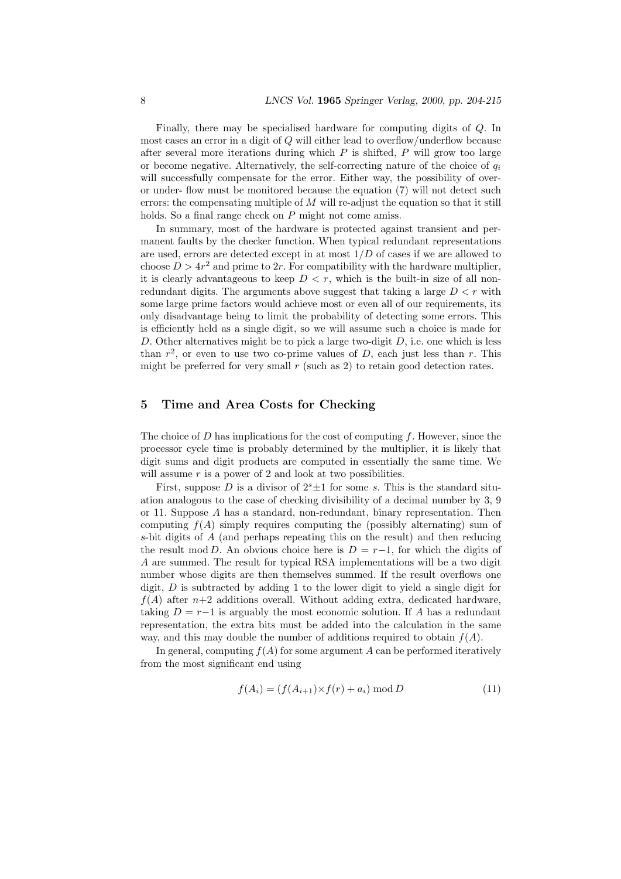Finally, there may be specialised hardware for computing digits of $Q$. In most cases an error in a digit of $Q$ will either lead to overflow/underflow because after several more iterations during which $P$ is shifted, $P$ will grow too large or become negative. Alternatively, the self-correcting nature of the choice of $q_i$ will successfully compensate for the error. Either way, the possibility of over- or under- flow must be monitored because the equation (7) will not detect such errors: the compensating multiple of $M$ will re-adjust the equation so that it still holds. So a final range check on $P$ might not come amiss.

In summary, most of the hardware is protected against transient and permanent faults by the checker function. When typical redundant representations are used, errors are detected except in at most $1/D$ of cases if we are allowed to choose $D > 4r^2$ and prime to $2r$. For compatibility with the hardware multiplier, it is clearly advantageous to keep $D < r$, which is the built-in size of all non-redundant digits. The arguments above suggest that taking a large $D < r$ with some large prime factors would achieve most or even all of our requirements, its only disadvantage being to limit the probability of detecting some errors. This is efficiently held as a single digit, so we will assume such a choice is made for $D$. Other alternatives might be to pick a large two-digit $D$, i.e. one which is less than $r^2$, or even to use two co-prime values of $D$, each just less than $r$. This might be preferred for very small $r$ (such as 2) to retain good detection rates.

## 5 Time and Area Costs for Checking

The choice of $D$ has implications for the cost of computing $f$. However, since the processor cycle time is probably determined by the multiplier, it is likely that digit sums and digit products are computed in essentially the same time. We will assume $r$ is a power of 2 and look at two possibilities.

First, suppose $D$ is a divisor of $2^s \pm 1$ for some $s$. This is the standard situation analogous to the case of checking divisibility of a decimal number by 3, 9 or 11. Suppose $A$ has a standard, non-redundant, binary representation. Then computing $f(A)$ simply requires computing the (possibly alternating) sum of $s$-bit digits of $A$ (and perhaps repeating this on the result) and then reducing the result $\bmod D$. An obvious choice here is $D = r-1$, for which the digits of $A$ are summed. The result for typical RSA implementations will be a two digit number whose digits are then themselves summed. If the result overflows one digit, $D$ is subtracted by adding 1 to the lower digit to yield a single digit for $f(A)$ after $n+2$ additions overall. Without adding extra, dedicated hardware, taking $D = r-1$ is arguably the most economic solution. If $A$ has a redundant representation, the extra bits must be added into the calculation in the same way, and this may double the number of additions required to obtain $f(A)$.

In general, computing $f(A)$ for some argument $A$ can be performed iteratively from the most significant end using

$$f(A_i) = (f(A_{i+1}) \times f(r) + a_i) \bmod D \tag{11}$$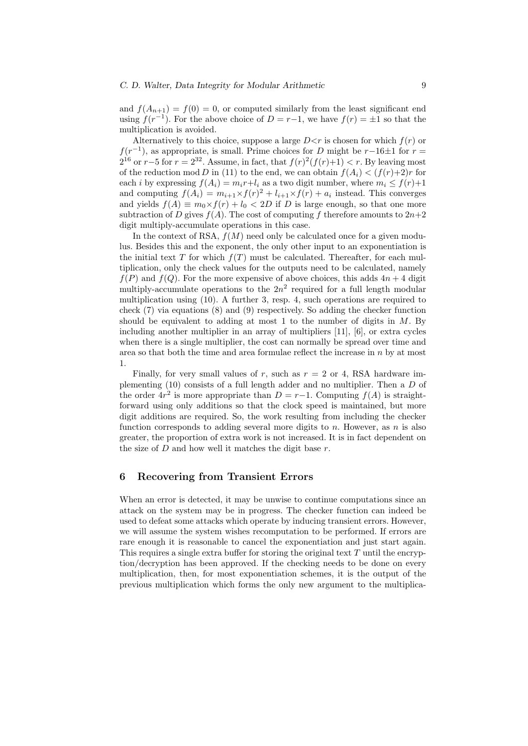and $f(A_{n+1}) = f(0) = 0$, or computed similarly from the least significant end using $f(r^{-1})$. For the above choice of $D = r-1$, we have $f(r) = \pm 1$ so that the multiplication is avoided.

Alternatively to this choice, suppose a large $D<r$ is chosen for which $f(r)$ or $f(r^{-1})$, as appropriate, is small. Prime choices for $D$ might be $r-16\pm 1$ for $r = 2^{16}$ or $r-5$ for $r = 2^{32}$. Assume, in fact, that $f(r)^2(f(r)+1) < r$. By leaving most of the reduction mod $D$ in (11) to the end, we can obtain $f(A_i) < (f(r)+2)r$ for each $i$ by expressing $f(A_i) = m_i r + l_i$ as a two digit number, where $m_i \leq f(r)+1$ and computing $f(A_i) = m_{i+1} \times f(r)^2 + l_{i+1} \times f(r) + a_i$ instead. This converges and yields $f(A) \equiv m_0 \times f(r) + l_0 < 2D$ if $D$ is large enough, so that one more subtraction of $D$ gives $f(A)$. The cost of computing $f$ therefore amounts to $2n+2$ digit multiply-accumulate operations in this case.

In the context of RSA, $f(M)$ need only be calculated once for a given modulus. Besides this and the exponent, the only other input to an exponentiation is the initial text $T$ for which $f(T)$ must be calculated. Thereafter, for each multiplication, only the check values for the outputs need to be calculated, namely $f(P)$ and $f(Q)$. For the more expensive of above choices, this adds $4n+4$ digit multiply-accumulate operations to the $2n^2$ required for a full length modular multiplication using (10). A further 3, resp. 4, such operations are required to check (7) via equations (8) and (9) respectively. So adding the checker function should be equivalent to adding at most 1 to the number of digits in $M$. By including another multiplier in an array of multipliers [11], [6], or extra cycles when there is a single multiplier, the cost can normally be spread over time and area so that both the time and area formulae reflect the increase in $n$ by at most 1.

Finally, for very small values of $r$, such as $r = 2$ or 4, RSA hardware implementing (10) consists of a full length adder and no multiplier. Then a $D$ of the order $4r^2$ is more appropriate than $D = r-1$. Computing $f(A)$ is straightforward using only additions so that the clock speed is maintained, but more digit additions are required. So, the work resulting from including the checker function corresponds to adding several more digits to $n$. However, as $n$ is also greater, the proportion of extra work is not increased. It is in fact dependent on the size of $D$ and how well it matches the digit base $r$.

## 6 Recovering from Transient Errors

When an error is detected, it may be unwise to continue computations since an attack on the system may be in progress. The checker function can indeed be used to defeat some attacks which operate by inducing transient errors. However, we will assume the system wishes recomputation to be performed. If errors are rare enough it is reasonable to cancel the exponentiation and just start again. This requires a single extra buffer for storing the original text $T$ until the encryption/decryption has been approved. If the checking needs to be done on every multiplication, then, for most exponentiation schemes, it is the output of the previous multiplication which forms the only new argument to the multiplica-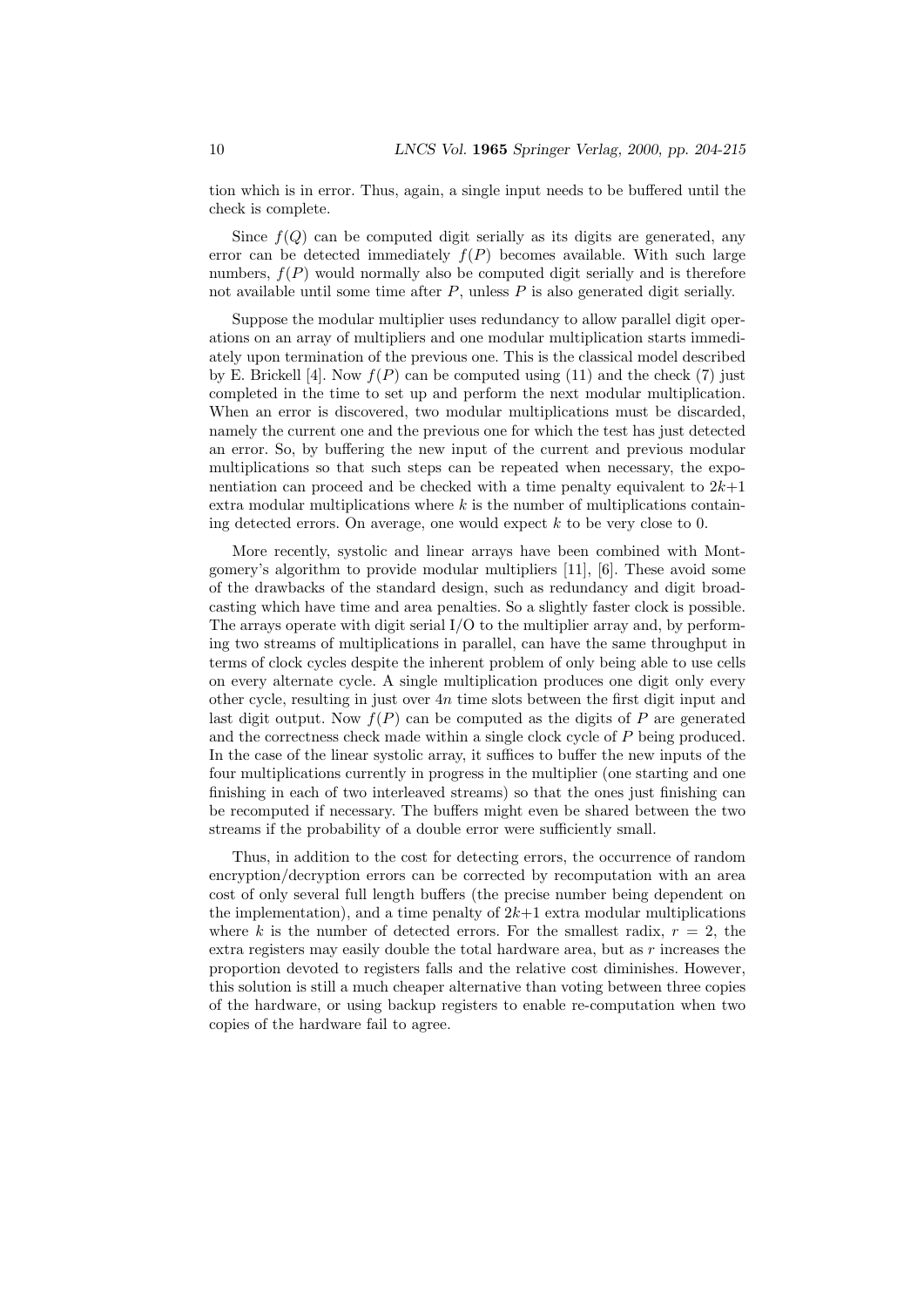tion which is in error. Thus, again, a single input needs to be buffered until the check is complete.

Since $f(Q)$ can be computed digit serially as its digits are generated, any error can be detected immediately $f(P)$ becomes available. With such large numbers, $f(P)$ would normally also be computed digit serially and is therefore not available until some time after $P$, unless $P$ is also generated digit serially.

Suppose the modular multiplier uses redundancy to allow parallel digit operations on an array of multipliers and one modular multiplication starts immediately upon termination of the previous one. This is the classical model described by E. Brickell [4]. Now $f(P)$ can be computed using (11) and the check (7) just completed in the time to set up and perform the next modular multiplication. When an error is discovered, two modular multiplications must be discarded, namely the current one and the previous one for which the test has just detected an error. So, by buffering the new input of the current and previous modular multiplications so that such steps can be repeated when necessary, the exponentiation can proceed and be checked with a time penalty equivalent to $2k+1$ extra modular multiplications where $k$ is the number of multiplications containing detected errors. On average, one would expect $k$ to be very close to 0.

More recently, systolic and linear arrays have been combined with Montgomery's algorithm to provide modular multipliers [11], [6]. These avoid some of the drawbacks of the standard design, such as redundancy and digit broadcasting which have time and area penalties. So a slightly faster clock is possible. The arrays operate with digit serial I/O to the multiplier array and, by performing two streams of multiplications in parallel, can have the same throughput in terms of clock cycles despite the inherent problem of only being able to use cells on every alternate cycle. A single multiplication produces one digit only every other cycle, resulting in just over $4n$ time slots between the first digit input and last digit output. Now $f(P)$ can be computed as the digits of $P$ are generated and the correctness check made within a single clock cycle of $P$ being produced. In the case of the linear systolic array, it suffices to buffer the new inputs of the four multiplications currently in progress in the multiplier (one starting and one finishing in each of two interleaved streams) so that the ones just finishing can be recomputed if necessary. The buffers might even be shared between the two streams if the probability of a double error were sufficiently small.

Thus, in addition to the cost for detecting errors, the occurrence of random encryption/decryption errors can be corrected by recomputation with an area cost of only several full length buffers (the precise number being dependent on the implementation), and a time penalty of $2k+1$ extra modular multiplications where $k$ is the number of detected errors. For the smallest radix, $r = 2$, the extra registers may easily double the total hardware area, but as $r$ increases the proportion devoted to registers falls and the relative cost diminishes. However, this solution is still a much cheaper alternative than voting between three copies of the hardware, or using backup registers to enable re-computation when two copies of the hardware fail to agree.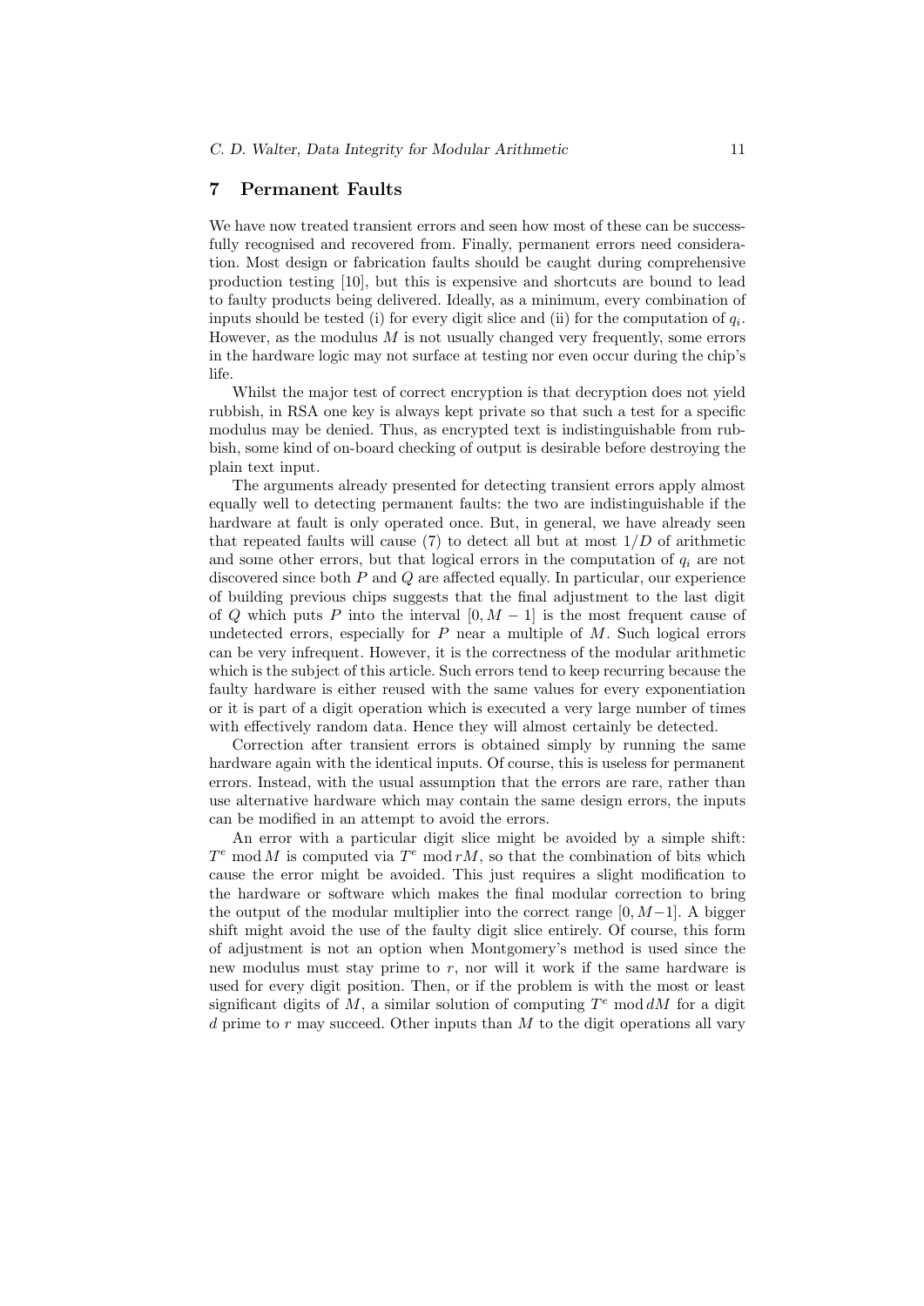## 7 Permanent Faults

We have now treated transient errors and seen how most of these can be successfully recognised and recovered from. Finally, permanent errors need consideration. Most design or fabrication faults should be caught during comprehensive production testing [10], but this is expensive and shortcuts are bound to lead to faulty products being delivered. Ideally, as a minimum, every combination of inputs should be tested (i) for every digit slice and (ii) for the computation of $q_i$. However, as the modulus $M$ is not usually changed very frequently, some errors in the hardware logic may not surface at testing nor even occur during the chip's life.

Whilst the major test of correct encryption is that decryption does not yield rubbish, in RSA one key is always kept private so that such a test for a specific modulus may be denied. Thus, as encrypted text is indistinguishable from rubbish, some kind of on-board checking of output is desirable before destroying the plain text input.

The arguments already presented for detecting transient errors apply almost equally well to detecting permanent faults: the two are indistinguishable if the hardware at fault is only operated once. But, in general, we have already seen that repeated faults will cause (7) to detect all but at most $1/D$ of arithmetic and some other errors, but that logical errors in the computation of $q_i$ are not discovered since both $P$ and $Q$ are affected equally. In particular, our experience of building previous chips suggests that the final adjustment to the last digit of $Q$ which puts $P$ into the interval $[0, M-1]$ is the most frequent cause of undetected errors, especially for $P$ near a multiple of $M$. Such logical errors can be very infrequent. However, it is the correctness of the modular arithmetic which is the subject of this article. Such errors tend to keep recurring because the faulty hardware is either reused with the same values for every exponentiation or it is part of a digit operation which is executed a very large number of times with effectively random data. Hence they will almost certainly be detected.

Correction after transient errors is obtained simply by running the same hardware again with the identical inputs. Of course, this is useless for permanent errors. Instead, with the usual assumption that the errors are rare, rather than use alternative hardware which may contain the same design errors, the inputs can be modified in an attempt to avoid the errors.

An error with a particular digit slice might be avoided by a simple shift: $T^e \bmod M$ is computed via $T^e \bmod rM$, so that the combination of bits which cause the error might be avoided. This just requires a slight modification to the hardware or software which makes the final modular correction to bring the output of the modular multiplier into the correct range $[0, M-1]$. A bigger shift might avoid the use of the faulty digit slice entirely. Of course, this form of adjustment is not an option when Montgomery's method is used since the new modulus must stay prime to $r$, nor will it work if the same hardware is used for every digit position. Then, or if the problem is with the most or least significant digits of $M$, a similar solution of computing $T^e \bmod dM$ for a digit $d$ prime to $r$ may succeed. Other inputs than $M$ to the digit operations all vary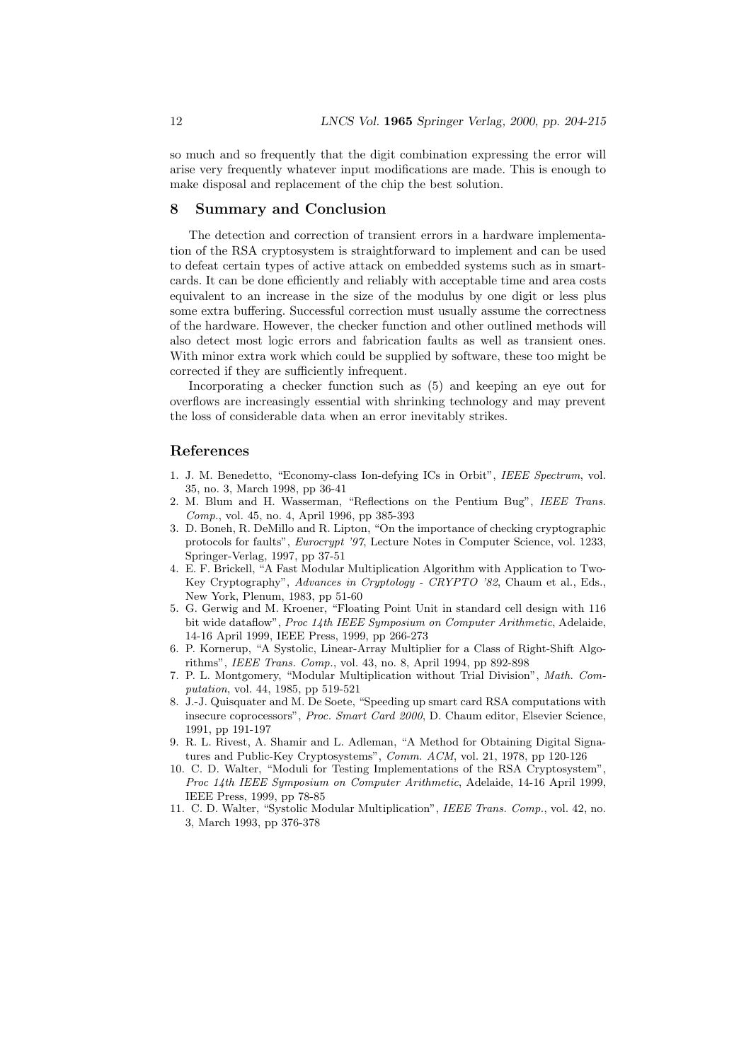so much and so frequently that the digit combination expressing the error will arise very frequently whatever input modifications are made. This is enough to make disposal and replacement of the chip the best solution.

## 8 Summary and Conclusion

The detection and correction of transient errors in a hardware implementation of the RSA cryptosystem is straightforward to implement and can be used to defeat certain types of active attack on embedded systems such as in smartcards. It can be done efficiently and reliably with acceptable time and area costs equivalent to an increase in the size of the modulus by one digit or less plus some extra buffering. Successful correction must usually assume the correctness of the hardware. However, the checker function and other outlined methods will also detect most logic errors and fabrication faults as well as transient ones. With minor extra work which could be supplied by software, these too might be corrected if they are sufficiently infrequent.

Incorporating a checker function such as (5) and keeping an eye out for overflows are increasingly essential with shrinking technology and may prevent the loss of considerable data when an error inevitably strikes.

## References

1. J. M. Benedetto, "Economy-class Ion-defying ICs in Orbit", *IEEE Spectrum*, vol. 35, no. 3, March 1998, pp 36-41
2. M. Blum and H. Wasserman, "Reflections on the Pentium Bug", *IEEE Trans. Comp.*, vol. 45, no. 4, April 1996, pp 385-393
3. D. Boneh, R. DeMillo and R. Lipton, "On the importance of checking cryptographic protocols for faults", *Eurocrypt '97*, Lecture Notes in Computer Science, vol. 1233, Springer-Verlag, 1997, pp 37-51
4. E. F. Brickell, "A Fast Modular Multiplication Algorithm with Application to Two-Key Cryptography", *Advances in Cryptology - CRYPTO '82*, Chaum et al., Eds., New York, Plenum, 1983, pp 51-60
5. G. Gerwig and M. Kroener, "Floating Point Unit in standard cell design with 116 bit wide dataflow", *Proc 14th IEEE Symposium on Computer Arithmetic*, Adelaide, 14-16 April 1999, IEEE Press, 1999, pp 266-273
6. P. Kornerup, "A Systolic, Linear-Array Multiplier for a Class of Right-Shift Algorithms", *IEEE Trans. Comp.*, vol. 43, no. 8, April 1994, pp 892-898
7. P. L. Montgomery, "Modular Multiplication without Trial Division", *Math. Computation*, vol. 44, 1985, pp 519-521
8. J.-J. Quisquater and M. De Soete, "Speeding up smart card RSA computations with insecure coprocessors", *Proc. Smart Card 2000*, D. Chaum editor, Elsevier Science, 1991, pp 191-197
9. R. L. Rivest, A. Shamir and L. Adleman, "A Method for Obtaining Digital Signatures and Public-Key Cryptosystems", *Comm. ACM*, vol. 21, 1978, pp 120-126
10. C. D. Walter, "Moduli for Testing Implementations of the RSA Cryptosystem", *Proc 14th IEEE Symposium on Computer Arithmetic*, Adelaide, 14-16 April 1999, IEEE Press, 1999, pp 78-85
11. C. D. Walter, "Systolic Modular Multiplication", *IEEE Trans. Comp.*, vol. 42, no. 3, March 1993, pp 376-378